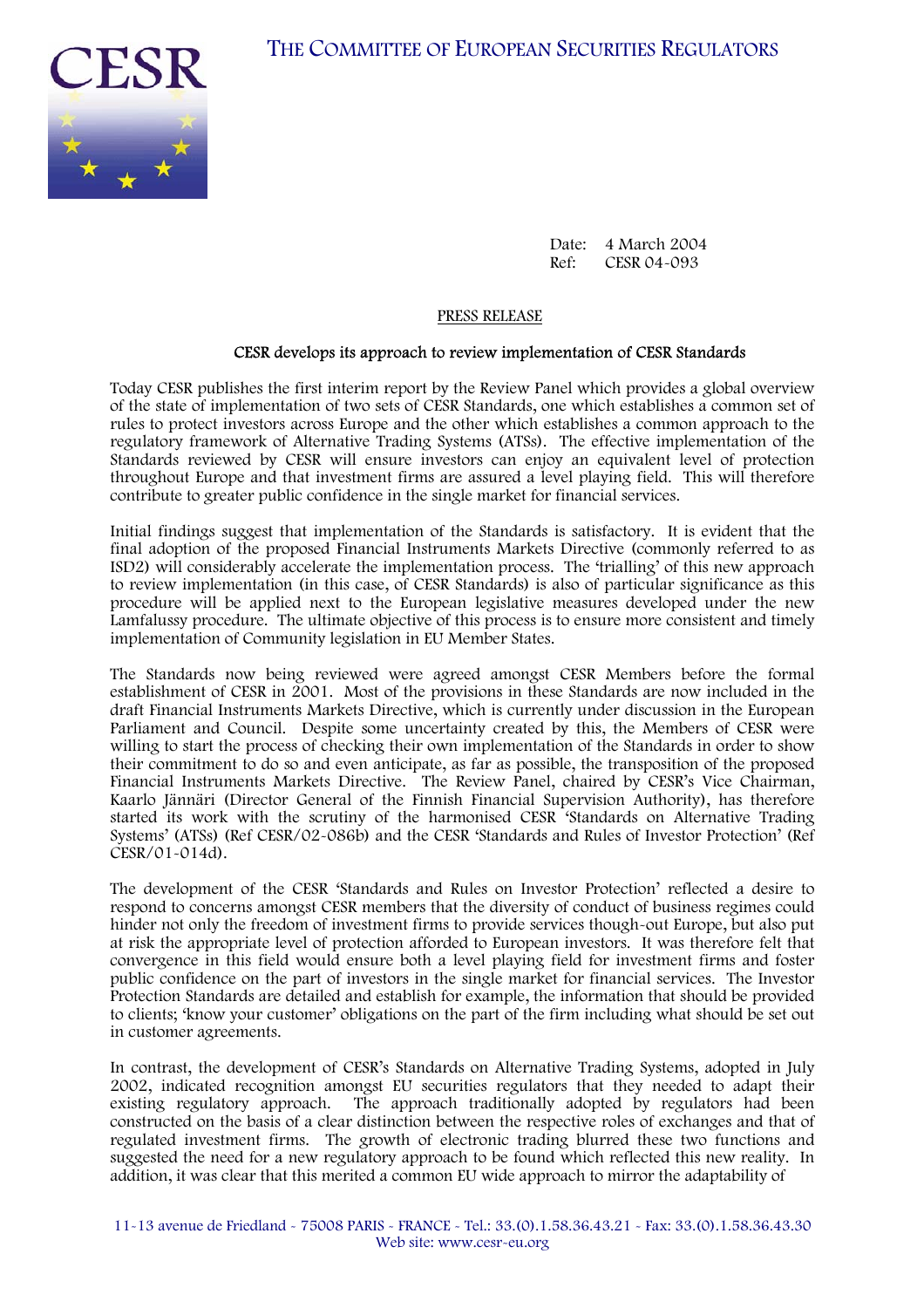# THE COMMITTEE OF EUROPEAN SECURITIES REGULATORS

Date: 4 March 2004
Ref: CESR 04-093

PRESS RELEASE

## CESR develops its approach to review implementation of CESR Standards

Today CESR publishes the first interim report by the Review Panel which provides a global overview of the state of implementation of two sets of CESR Standards, one which establishes a common set of rules to protect investors across Europe and the other which establishes a common approach to the regulatory framework of Alternative Trading Systems (ATSs). The effective implementation of the Standards reviewed by CESR will ensure investors can enjoy an equivalent level of protection throughout Europe and that investment firms are assured a level playing field. This will therefore contribute to greater public confidence in the single market for financial services.

Initial findings suggest that implementation of the Standards is satisfactory. It is evident that the final adoption of the proposed Financial Instruments Markets Directive (commonly referred to as ISD2) will considerably accelerate the implementation process. The 'trialling' of this new approach to review implementation (in this case, of CESR Standards) is also of particular significance as this procedure will be applied next to the European legislative measures developed under the new Lamfalussy procedure. The ultimate objective of this process is to ensure more consistent and timely implementation of Community legislation in EU Member States.

The Standards now being reviewed were agreed amongst CESR Members before the formal establishment of CESR in 2001. Most of the provisions in these Standards are now included in the draft Financial Instruments Markets Directive, which is currently under discussion in the European Parliament and Council. Despite some uncertainty created by this, the Members of CESR were willing to start the process of checking their own implementation of the Standards in order to show their commitment to do so and even anticipate, as far as possible, the transposition of the proposed Financial Instruments Markets Directive. The Review Panel, chaired by CESR's Vice Chairman, Kaarlo Jännäri (Director General of the Finnish Financial Supervision Authority), has therefore started its work with the scrutiny of the harmonised CESR 'Standards on Alternative Trading Systems' (ATSs) (Ref CESR/02-086b) and the CESR 'Standards and Rules of Investor Protection' (Ref CESR/01-014d).

The development of the CESR 'Standards and Rules on Investor Protection' reflected a desire to respond to concerns amongst CESR members that the diversity of conduct of business regimes could hinder not only the freedom of investment firms to provide services though-out Europe, but also put at risk the appropriate level of protection afforded to European investors. It was therefore felt that convergence in this field would ensure both a level playing field for investment firms and foster public confidence on the part of investors in the single market for financial services. The Investor Protection Standards are detailed and establish for example, the information that should be provided to clients; 'know your customer' obligations on the part of the firm including what should be set out in customer agreements.

In contrast, the development of CESR's Standards on Alternative Trading Systems, adopted in July 2002, indicated recognition amongst EU securities regulators that they needed to adapt their existing regulatory approach. The approach traditionally adopted by regulators had been constructed on the basis of a clear distinction between the respective roles of exchanges and that of regulated investment firms. The growth of electronic trading blurred these two functions and suggested the need for a new regulatory approach to be found which reflected this new reality. In addition, it was clear that this merited a common EU wide approach to mirror the adaptability of

11-13 avenue de Friedland - 75008 PARIS - FRANCE - Tel.: 33.(0).1.58.36.43.21 - Fax: 33.(0).1.58.36.43.30
Web site: www.cesr-eu.org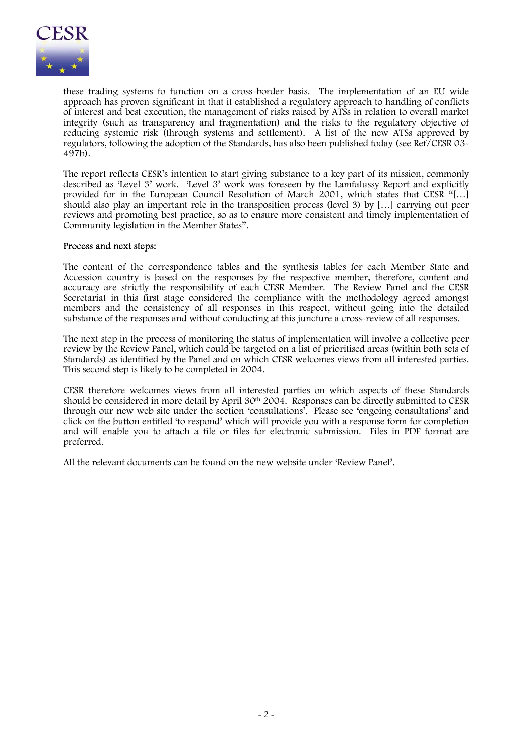these trading systems to function on a cross-border basis. The implementation of an EU wide approach has proven significant in that it established a regulatory approach to handling of conflicts of interest and best execution, the management of risks raised by ATSs in relation to overall market integrity (such as transparency and fragmentation) and the risks to the regulatory objective of reducing systemic risk (through systems and settlement). A list of the new ATSs approved by regulators, following the adoption of the Standards, has also been published today (see Ref/CESR 03-497b).

The report reflects CESR's intention to start giving substance to a key part of its mission, commonly described as 'Level 3' work. 'Level 3' work was foreseen by the Lamfalussy Report and explicitly provided for in the European Council Resolution of March 2001, which states that CESR "[…] should also play an important role in the transposition process (level 3) by […] carrying out peer reviews and promoting best practice, so as to ensure more consistent and timely implementation of Community legislation in the Member States".

Process and next steps:

The content of the correspondence tables and the synthesis tables for each Member State and Accession country is based on the responses by the respective member, therefore, content and accuracy are strictly the responsibility of each CESR Member. The Review Panel and the CESR Secretariat in this first stage considered the compliance with the methodology agreed amongst members and the consistency of all responses in this respect, without going into the detailed substance of the responses and without conducting at this juncture a cross-review of all responses.

The next step in the process of monitoring the status of implementation will involve a collective peer review by the Review Panel, which could be targeted on a list of prioritised areas (within both sets of Standards) as identified by the Panel and on which CESR welcomes views from all interested parties. This second step is likely to be completed in 2004.

CESR therefore welcomes views from all interested parties on which aspects of these Standards should be considered in more detail by April 30th 2004. Responses can be directly submitted to CESR through our new web site under the section 'consultations'. Please see 'ongoing consultations' and click on the button entitled 'to respond' which will provide you with a response form for completion and will enable you to attach a file or files for electronic submission. Files in PDF format are preferred.

All the relevant documents can be found on the new website under 'Review Panel'.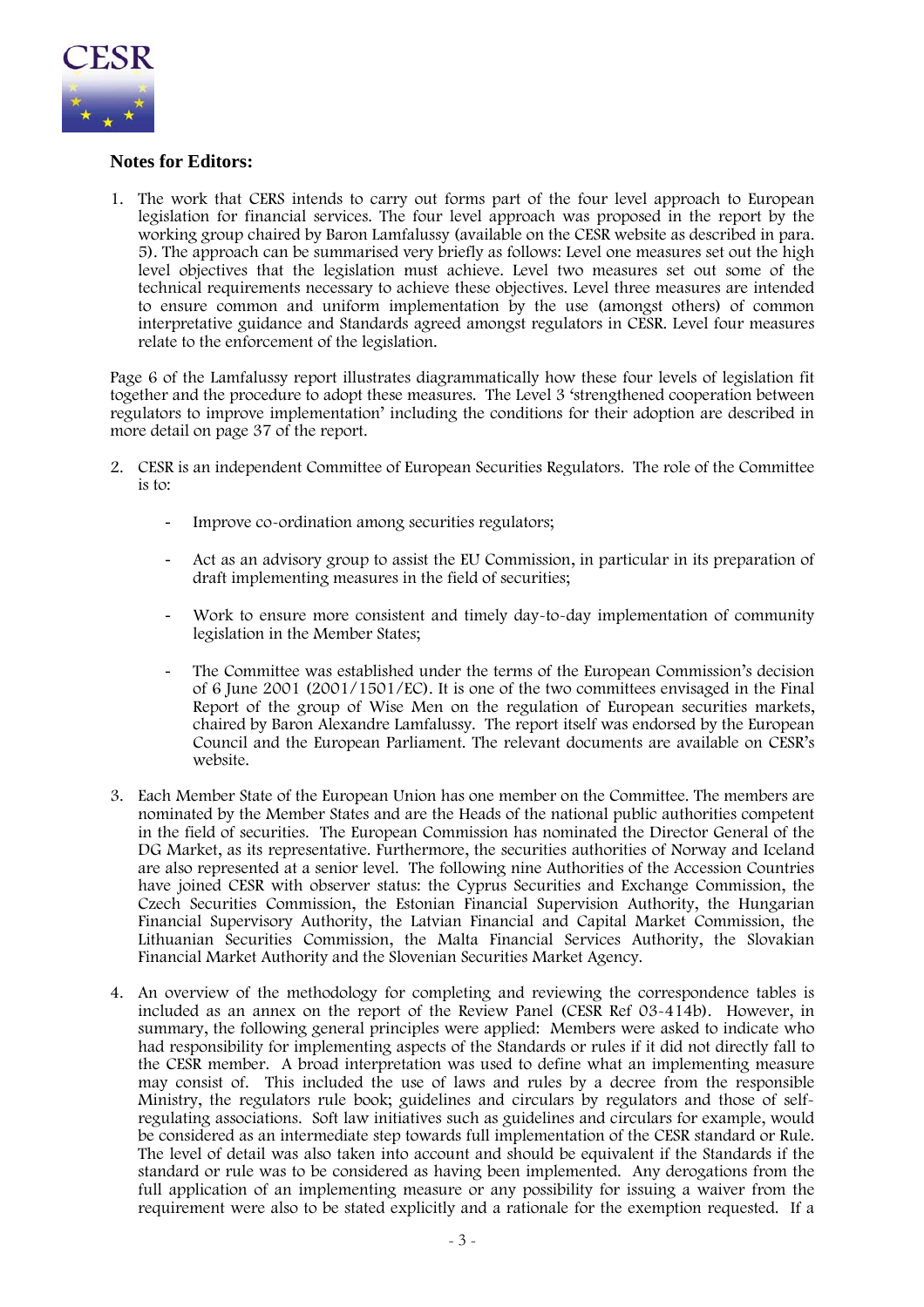**Notes for Editors:**

1. The work that CERS intends to carry out forms part of the four level approach to European legislation for financial services. The four level approach was proposed in the report by the working group chaired by Baron Lamfalussy (available on the CESR website as described in para. 5). The approach can be summarised very briefly as follows: Level one measures set out the high level objectives that the legislation must achieve. Level two measures set out some of the technical requirements necessary to achieve these objectives. Level three measures are intended to ensure common and uniform implementation by the use (amongst others) of common interpretative guidance and Standards agreed amongst regulators in CESR. Level four measures relate to the enforcement of the legislation.

Page 6 of the Lamfalussy report illustrates diagrammatically how these four levels of legislation fit together and the procedure to adopt these measures. The Level 3 'strengthened cooperation between regulators to improve implementation' including the conditions for their adoption are described in more detail on page 37 of the report.

2. CESR is an independent Committee of European Securities Regulators. The role of the Committee is to:

   - Improve co-ordination among securities regulators;
   - Act as an advisory group to assist the EU Commission, in particular in its preparation of draft implementing measures in the field of securities;
   - Work to ensure more consistent and timely day-to-day implementation of community legislation in the Member States;
   - The Committee was established under the terms of the European Commission's decision of 6 June 2001 (2001/1501/EC). It is one of the two committees envisaged in the Final Report of the group of Wise Men on the regulation of European securities markets, chaired by Baron Alexandre Lamfalussy. The report itself was endorsed by the European Council and the European Parliament. The relevant documents are available on CESR's website.

3. Each Member State of the European Union has one member on the Committee. The members are nominated by the Member States and are the Heads of the national public authorities competent in the field of securities. The European Commission has nominated the Director General of the DG Market, as its representative. Furthermore, the securities authorities of Norway and Iceland are also represented at a senior level. The following nine Authorities of the Accession Countries have joined CESR with observer status: the Cyprus Securities and Exchange Commission, the Czech Securities Commission, the Estonian Financial Supervision Authority, the Hungarian Financial Supervisory Authority, the Latvian Financial and Capital Market Commission, the Lithuanian Securities Commission, the Malta Financial Services Authority, the Slovakian Financial Market Authority and the Slovenian Securities Market Agency.

4. An overview of the methodology for completing and reviewing the correspondence tables is included as an annex on the report of the Review Panel (CESR Ref 03-414b). However, in summary, the following general principles were applied: Members were asked to indicate who had responsibility for implementing aspects of the Standards or rules if it did not directly fall to the CESR member. A broad interpretation was used to define what an implementing measure may consist of. This included the use of laws and rules by a decree from the responsible Ministry, the regulators rule book; guidelines and circulars by regulators and those of self-regulating associations. Soft law initiatives such as guidelines and circulars for example, would be considered as an intermediate step towards full implementation of the CESR standard or Rule. The level of detail was also taken into account and should be equivalent if the Standards if the standard or rule was to be considered as having been implemented. Any derogations from the full application of an implementing measure or any possibility for issuing a waiver from the requirement were also to be stated explicitly and a rationale for the exemption requested. If a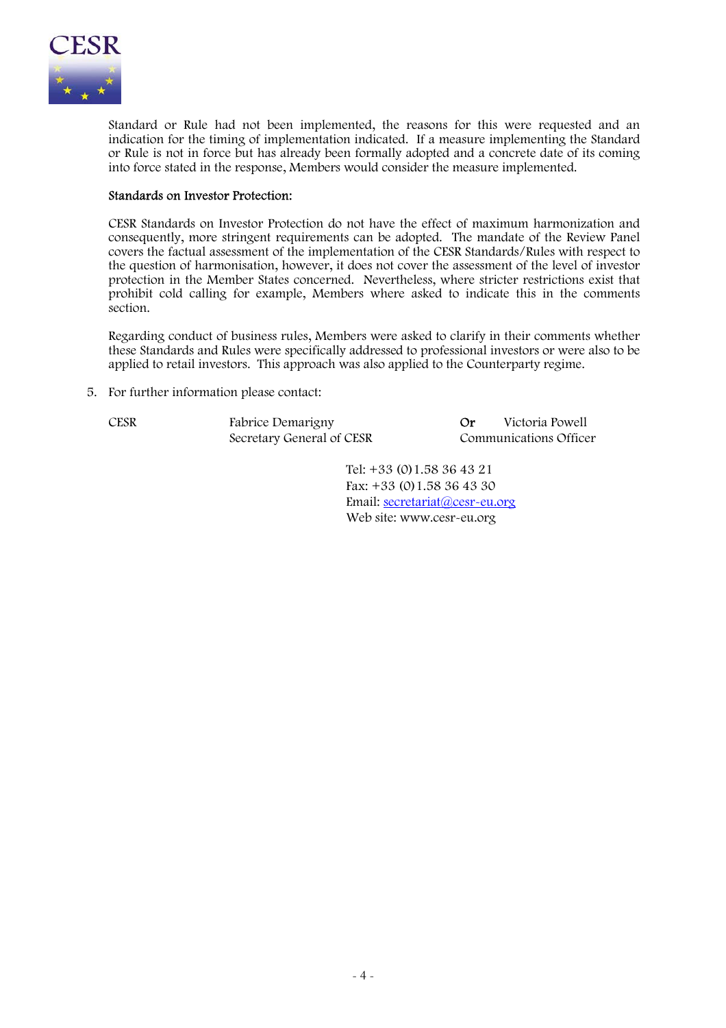Standard or Rule had not been implemented, the reasons for this were requested and an indication for the timing of implementation indicated. If a measure implementing the Standard or Rule is not in force but has already been formally adopted and a concrete date of its coming into force stated in the response, Members would consider the measure implemented.

Standards on Investor Protection:

CESR Standards on Investor Protection do not have the effect of maximum harmonization and consequently, more stringent requirements can be adopted. The mandate of the Review Panel covers the factual assessment of the implementation of the CESR Standards/Rules with respect to the question of harmonisation, however, it does not cover the assessment of the level of investor protection in the Member States concerned. Nevertheless, where stricter restrictions exist that prohibit cold calling for example, Members where asked to indicate this in the comments section.

Regarding conduct of business rules, Members were asked to clarify in their comments whether these Standards and Rules were specifically addressed to professional investors or were also to be applied to retail investors. This approach was also applied to the Counterparty regime.

5. For further information please contact:

CESR  
Fabrice Demarigny  
Secretary General of CESR

**Or** Victoria Powell  
Communications Officer

Tel: +33 (0)1.58 36 43 21  
Fax: +33 (0)1.58 36 43 30  
Email: secretariat@cesr-eu.org  
Web site: www.cesr-eu.org